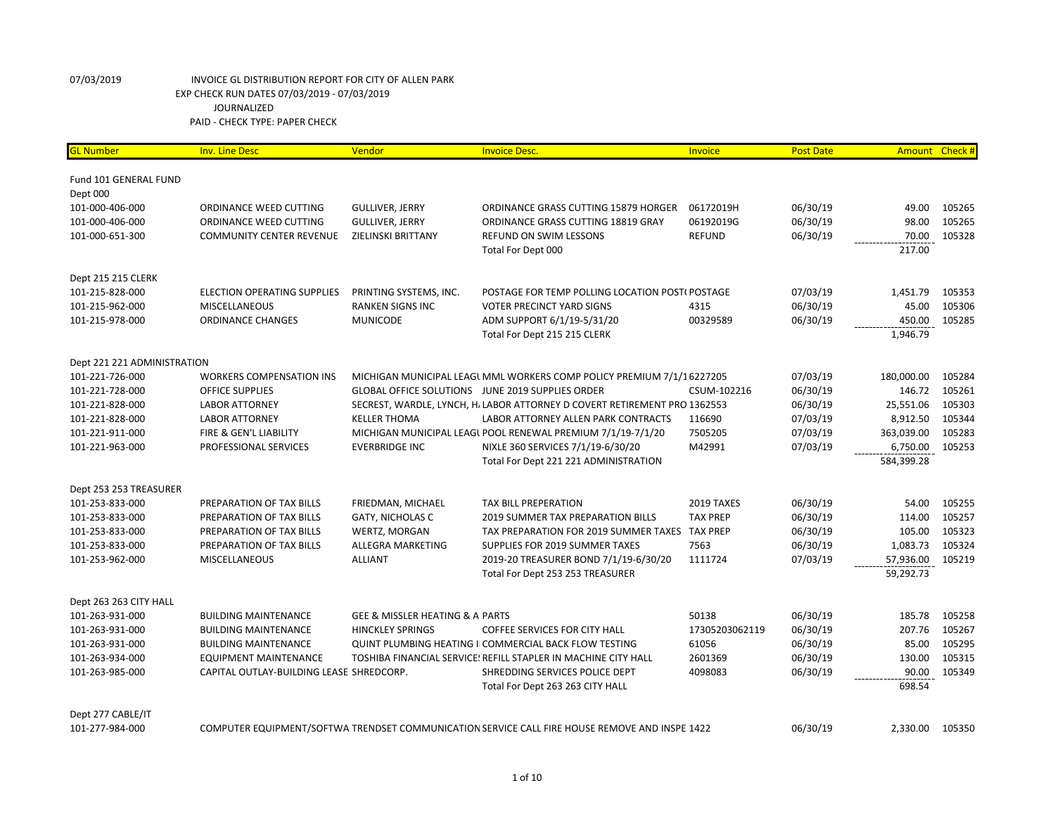07/03/2019 INVOICE GL DISTRIBUTION REPORT FOR CITY OF ALLEN PARK
EXP CHECK RUN DATES 07/03/2019 - 07/03/2019
JOURNALIZED
PAID - CHECK TYPE: PAPER CHECK

| GL Number | Inv. Line Desc | Vendor | Invoice Desc. | Invoice | Post Date | Amount | Check # |
|---|---|---|---|---|---|---|---|
| Fund 101 GENERAL FUND | | | | | | | |
| Dept 000 | | | | | | | |
| 101-000-406-000 | ORDINANCE WEED CUTTING | GULLIVER, JERRY | ORDINANCE GRASS CUTTING 15879 HORGER | 06172019H | 06/30/19 | 49.00 | 105265 |
| 101-000-406-000 | ORDINANCE WEED CUTTING | GULLIVER, JERRY | ORDINANCE GRASS CUTTING 18819 GRAY | 06192019G | 06/30/19 | 98.00 | 105265 |
| 101-000-651-300 | COMMUNITY CENTER REVENUE | ZIELINSKI BRITTANY | REFUND ON SWIM LESSONS | REFUND | 06/30/19 | 70.00 | 105328 |
| | | | Total For Dept 000 | | | 217.00 | |
| Dept 215 215 CLERK | | | | | | | |
| 101-215-828-000 | ELECTION OPERATING SUPPLIES | PRINTING SYSTEMS, INC. | POSTAGE FOR TEMP POLLING LOCATION POST( | POSTAGE | 07/03/19 | 1,451.79 | 105353 |
| 101-215-962-000 | MISCELLANEOUS | RANKEN SIGNS INC | VOTER PRECINCT YARD SIGNS | 4315 | 06/30/19 | 45.00 | 105306 |
| 101-215-978-000 | ORDINANCE CHANGES | MUNICODE | ADM SUPPORT 6/1/19-5/31/20 | 00329589 | 06/30/19 | 450.00 | 105285 |
| | | | Total For Dept 215 215 CLERK | | | 1,946.79 | |
| Dept 221 221 ADMINISTRATION | | | | | | | |
| 101-221-726-000 | WORKERS COMPENSATION INS | MICHIGAN MUNICIPAL LEAGU | MML WORKERS COMP POLICY PREMIUM 7/1/1 | 6227205 | 07/03/19 | 180,000.00 | 105284 |
| 101-221-728-000 | OFFICE SUPPLIES | GLOBAL OFFICE SOLUTIONS | JUNE 2019 SUPPLIES ORDER | CSUM-102216 | 06/30/19 | 146.72 | 105261 |
| 101-221-828-000 | LABOR ATTORNEY | SECREST, WARDLE, LYNCH, H. | LABOR ATTORNEY D COVERT RETIREMENT PRO | 1362553 | 06/30/19 | 25,551.06 | 105303 |
| 101-221-828-000 | LABOR ATTORNEY | KELLER THOMA | LABOR ATTORNEY ALLEN PARK CONTRACTS | 116690 | 07/03/19 | 8,912.50 | 105344 |
| 101-221-911-000 | FIRE & GEN'L LIABILITY | MICHIGAN MUNICIPAL LEAGU | POOL RENEWAL PREMIUM 7/1/19-7/1/20 | 7505205 | 07/03/19 | 363,039.00 | 105283 |
| 101-221-963-000 | PROFESSIONAL SERVICES | EVERBRIDGE INC | NIXLE 360 SERVICES 7/1/19-6/30/20 | M42991 | 07/03/19 | 6,750.00 | 105253 |
| | | | Total For Dept 221 221 ADMINISTRATION | | | 584,399.28 | |
| Dept 253 253 TREASURER | | | | | | | |
| 101-253-833-000 | PREPARATION OF TAX BILLS | FRIEDMAN, MICHAEL | TAX BILL PREPERATION | 2019 TAXES | 06/30/19 | 54.00 | 105255 |
| 101-253-833-000 | PREPARATION OF TAX BILLS | GATY, NICHOLAS C | 2019 SUMMER TAX PREPARATION BILLS | TAX PREP | 06/30/19 | 114.00 | 105257 |
| 101-253-833-000 | PREPARATION OF TAX BILLS | WERTZ, MORGAN | TAX PREPARATION FOR 2019 SUMMER TAXES | TAX PREP | 06/30/19 | 105.00 | 105323 |
| 101-253-833-000 | PREPARATION OF TAX BILLS | ALLEGRA MARKETING | SUPPLIES FOR 2019 SUMMER TAXES | 7563 | 06/30/19 | 1,083.73 | 105324 |
| 101-253-962-000 | MISCELLANEOUS | ALLIANT | 2019-20 TREASURER BOND 7/1/19-6/30/20 | 1111724 | 07/03/19 | 57,936.00 | 105219 |
| | | | Total For Dept 253 253 TREASURER | | | 59,292.73 | |
| Dept 263 263 CITY HALL | | | | | | | |
| 101-263-931-000 | BUILDING MAINTENANCE | GEE & MISSLER HEATING & A | PARTS | 50138 | 06/30/19 | 185.78 | 105258 |
| 101-263-931-000 | BUILDING MAINTENANCE | HINCKLEY SPRINGS | COFFEE SERVICES FOR CITY HALL | 17305203062119 | 06/30/19 | 207.76 | 105267 |
| 101-263-931-000 | BUILDING MAINTENANCE | QUINT PLUMBING HEATING I | COMMERCIAL BACK FLOW TESTING | 61056 | 06/30/19 | 85.00 | 105295 |
| 101-263-934-000 | EQUIPMENT MAINTENANCE | TOSHIBA FINANCIAL SERVICES | REFILL STAPLER IN MACHINE CITY HALL | 2601369 | 06/30/19 | 130.00 | 105315 |
| 101-263-985-000 | CAPITAL OUTLAY-BUILDING LEASE | SHREDCORP. | SHREDDING SERVICES POLICE DEPT | 4098083 | 06/30/19 | 90.00 | 105349 |
| | | | Total For Dept 263 263 CITY HALL | | | 698.54 | |
| Dept 277 CABLE/IT | | | | | | | |
| 101-277-984-000 | COMPUTER EQUIPMENT/SOFTWA | TRENDSET COMMUNICATION | SERVICE CALL FIRE HOUSE REMOVE AND INSPE | 1422 | 06/30/19 | 2,330.00 | 105350 |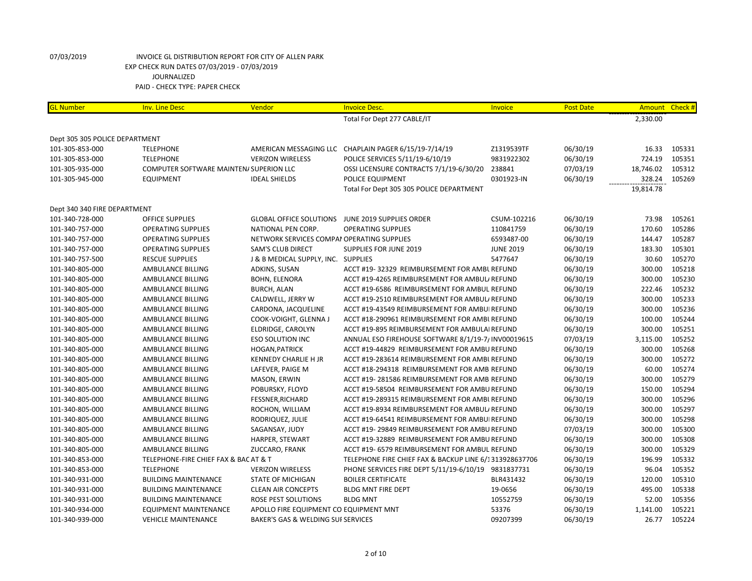07/03/2019 INVOICE GL DISTRIBUTION REPORT FOR CITY OF ALLEN PARK
EXP CHECK RUN DATES 07/03/2019 - 07/03/2019
JOURNALIZED
PAID - CHECK TYPE: PAPER CHECK

| GL Number | Inv. Line Desc | Vendor | Invoice Desc. | Invoice | Post Date | Amount | Check # |
|---|---|---|---|---|---|---|---|
| | | | Total For Dept 277 CABLE/IT | | | 2,330.00 | |
| Dept 305 305 POLICE DEPARTMENT | | | | | | | |
| 101-305-853-000 | TELEPHONE | AMERICAN MESSAGING LLC | CHAPLAIN PAGER 6/15/19-7/14/19 | Z1319539TF | 06/30/19 | 16.33 | 105331 |
| 101-305-853-000 | TELEPHONE | VERIZON WIRELESS | POLICE SERVICES 5/11/19-6/10/19 | 9831922302 | 06/30/19 | 724.19 | 105351 |
| 101-305-935-000 | COMPUTER SOFTWARE MAINTEN/ | SUPERION LLC | OSSI LICENSURE CONTRACTS 7/1/19-6/30/20 | 238841 | 07/03/19 | 18,746.02 | 105312 |
| 101-305-945-000 | EQUIPMENT | IDEAL SHIELDS | POLICE EQUIPMENT | 0301923-IN | 06/30/19 | 328.24 | 105269 |
| | | | Total For Dept 305 305 POLICE DEPARTMENT | | | 19,814.78 | |
| Dept 340 340 FIRE DEPARTMENT | | | | | | | |
| 101-340-728-000 | OFFICE SUPPLIES | GLOBAL OFFICE SOLUTIONS | JUNE 2019 SUPPLIES ORDER | CSUM-102216 | 06/30/19 | 73.98 | 105261 |
| 101-340-757-000 | OPERATING SUPPLIES | NATIONAL PEN CORP. | OPERATING SUPPLIES | 110841759 | 06/30/19 | 170.60 | 105286 |
| 101-340-757-000 | OPERATING SUPPLIES | NETWORK SERVICES COMPAI | OPERATING SUPPLIES | 6593487-00 | 06/30/19 | 144.47 | 105287 |
| 101-340-757-000 | OPERATING SUPPLIES | SAM'S CLUB DIRECT | SUPPLIES FOR JUNE 2019 | JUNE 2019 | 06/30/19 | 183.30 | 105301 |
| 101-340-757-500 | RESCUE SUPPLIES | J & B MEDICAL SUPPLY, INC. | SUPPLIES | 5477647 | 06/30/19 | 30.60 | 105270 |
| 101-340-805-000 | AMBULANCE BILLING | ADKINS, SUSAN | ACCT #19- 32329 REIMBURSEMENT FOR AMBU | REFUND | 06/30/19 | 300.00 | 105218 |
| 101-340-805-000 | AMBULANCE BILLING | BOHN, ELENORA | ACCT #19-4265 REIMBURSEMENT FOR AMBUL/ | REFUND | 06/30/19 | 300.00 | 105230 |
| 101-340-805-000 | AMBULANCE BILLING | BURCH, ALAN | ACCT #19-6586 REIMBURSEMENT FOR AMBUL | REFUND | 06/30/19 | 222.46 | 105232 |
| 101-340-805-000 | AMBULANCE BILLING | CALDWELL, JERRY W | ACCT #19-2510 REIMBURSEMENT FOR AMBUL/ | REFUND | 06/30/19 | 300.00 | 105233 |
| 101-340-805-000 | AMBULANCE BILLING | CARDONA, JACQUELINE | ACCT #19-43549 REIMBURSEMENT FOR AMBUI | REFUND | 06/30/19 | 300.00 | 105236 |
| 101-340-805-000 | AMBULANCE BILLING | COOK-VOIGHT, GLENNA J | ACCT #18-290961 REIMBURSEMENT FOR AMBU | REFUND | 06/30/19 | 100.00 | 105244 |
| 101-340-805-000 | AMBULANCE BILLING | ELDRIDGE, CAROLYN | ACCT #19-895 REIMBURSEMENT FOR AMBULAI | REFUND | 06/30/19 | 300.00 | 105251 |
| 101-340-805-000 | AMBULANCE BILLING | ESO SOLUTION INC | ANNUAL ESO FIREHOUSE SOFTWARE 8/1/19-7/ | INV00019615 | 07/03/19 | 3,115.00 | 105252 |
| 101-340-805-000 | AMBULANCE BILLING | HOGAN,PATRICK | ACCT #19-44829 REIMBURSEMENT FOR AMBU | REFUND | 06/30/19 | 300.00 | 105268 |
| 101-340-805-000 | AMBULANCE BILLING | KENNEDY CHARLIE H JR | ACCT #19-283614 REIMBURSEMENT FOR AMBU | REFUND | 06/30/19 | 300.00 | 105272 |
| 101-340-805-000 | AMBULANCE BILLING | LAFEVER, PAIGE M | ACCT #18-294318 REIMBURSEMENT FOR AMB | REFUND | 06/30/19 | 60.00 | 105274 |
| 101-340-805-000 | AMBULANCE BILLING | MASON, ERWIN | ACCT #19- 281586 REIMBURSEMENT FOR AMB | REFUND | 06/30/19 | 300.00 | 105279 |
| 101-340-805-000 | AMBULANCE BILLING | POBURSKY, FLOYD | ACCT #19-58504 REIMBURSEMENT FOR AMBU | REFUND | 06/30/19 | 150.00 | 105294 |
| 101-340-805-000 | AMBULANCE BILLING | FESSNER,RICHARD | ACCT #19-289315 REIMBURSEMENT FOR AMBU | REFUND | 06/30/19 | 300.00 | 105296 |
| 101-340-805-000 | AMBULANCE BILLING | ROCHON, WILLIAM | ACCT #19-8934 REIMBURSEMENT FOR AMBUL/ | REFUND | 06/30/19 | 300.00 | 105297 |
| 101-340-805-000 | AMBULANCE BILLING | RODRIQUEZ, JULIE | ACCT #19-64541 REIMBURSEMENT FOR AMBUI | REFUND | 06/30/19 | 300.00 | 105298 |
| 101-340-805-000 | AMBULANCE BILLING | SAGANSAY, JUDY | ACCT #19- 29849 REIMBURSEMENT FOR AMBU | REFUND | 07/03/19 | 300.00 | 105300 |
| 101-340-805-000 | AMBULANCE BILLING | HARPER, STEWART | ACCT #19-32889 REIMBURSEMENT FOR AMBU | REFUND | 06/30/19 | 300.00 | 105308 |
| 101-340-805-000 | AMBULANCE BILLING | ZUCCARO, FRANK | ACCT #19- 6579 REIMBURSEMENT FOR AMBUL | REFUND | 06/30/19 | 300.00 | 105329 |
| 101-340-853-000 | TELEPHONE-FIRE CHIEF FAX & BAC | AT & T | TELEPHONE FIRE CHIEF FAX & BACKUP LINE 6/1 | 313928637706 | 06/30/19 | 196.99 | 105332 |
| 101-340-853-000 | TELEPHONE | VERIZON WIRELESS | PHONE SERVICES FIRE DEPT 5/11/19-6/10/19 | 9831837731 | 06/30/19 | 96.04 | 105352 |
| 101-340-931-000 | BUILDING MAINTENANCE | STATE OF MICHIGAN | BOILER CERTIFICATE | BLR431432 | 06/30/19 | 120.00 | 105310 |
| 101-340-931-000 | BUILDING MAINTENANCE | CLEAN AIR CONCEPTS | BLDG MNT FIRE DEPT | 19-0656 | 06/30/19 | 495.00 | 105338 |
| 101-340-931-000 | BUILDING MAINTENANCE | ROSE PEST SOLUTIONS | BLDG MNT | 10552759 | 06/30/19 | 52.00 | 105356 |
| 101-340-934-000 | EQUIPMENT MAINTENANCE | APOLLO FIRE EQUIPMENT CO | EQUIPMENT MNT | 53376 | 06/30/19 | 1,141.00 | 105221 |
| 101-340-939-000 | VEHICLE MAINTENANCE | BAKER'S GAS & WELDING SUI | SERVICES | 09207399 | 06/30/19 | 26.77 | 105224 |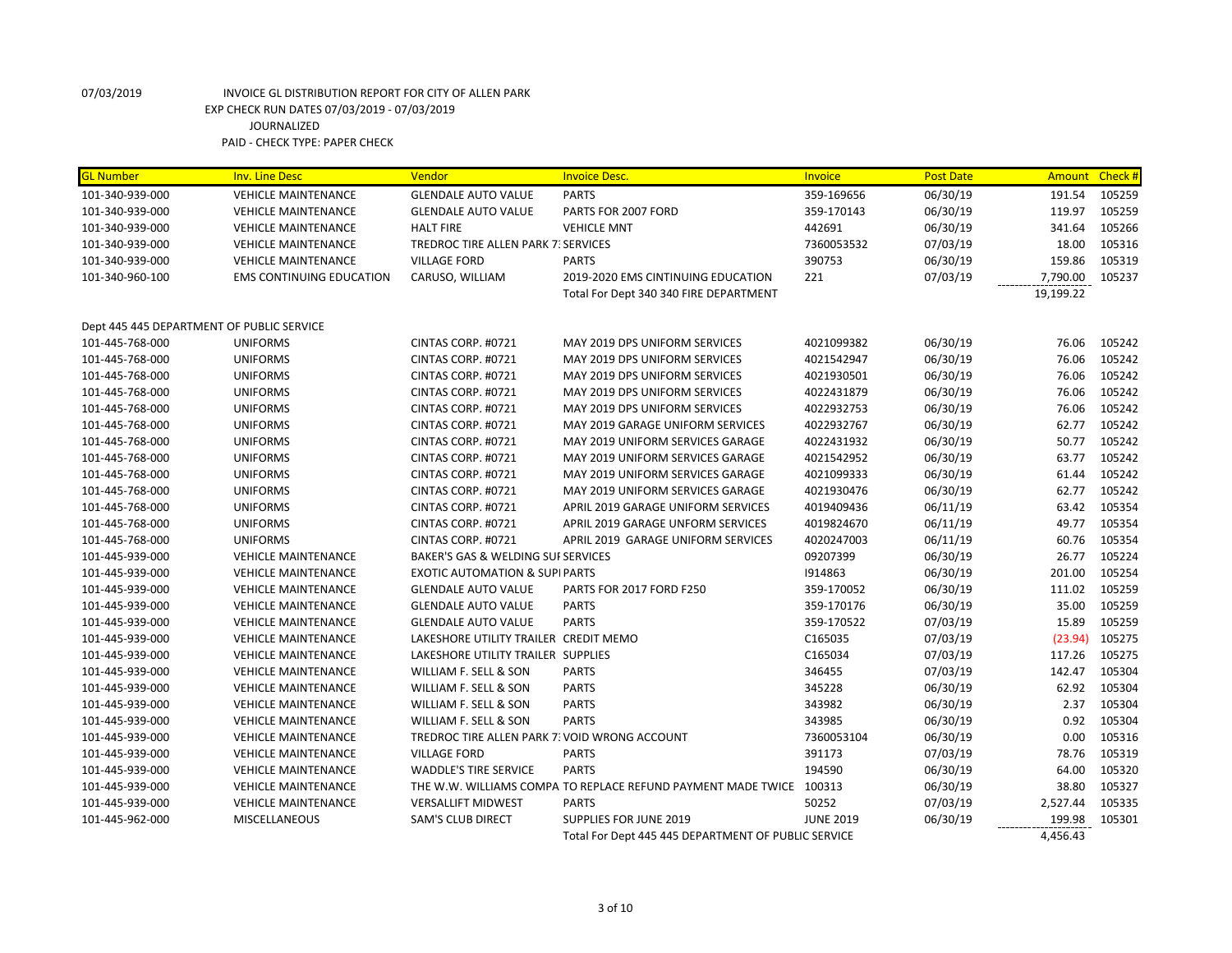07/03/2019 INVOICE GL DISTRIBUTION REPORT FOR CITY OF ALLEN PARK
EXP CHECK RUN DATES 07/03/2019 - 07/03/2019
JOURNALIZED
PAID - CHECK TYPE: PAPER CHECK

| GL Number | Inv. Line Desc | Vendor | Invoice Desc. | Invoice | Post Date | Amount | Check # |
|---|---|---|---|---|---|---|---|
| 101-340-939-000 | VEHICLE MAINTENANCE | GLENDALE AUTO VALUE | PARTS | 359-169656 | 06/30/19 | 191.54 | 105259 |
| 101-340-939-000 | VEHICLE MAINTENANCE | GLENDALE AUTO VALUE | PARTS FOR 2007 FORD | 359-170143 | 06/30/19 | 119.97 | 105259 |
| 101-340-939-000 | VEHICLE MAINTENANCE | HALT FIRE | VEHICLE MNT | 442691 | 06/30/19 | 341.64 | 105266 |
| 101-340-939-000 | VEHICLE MAINTENANCE | TREDROC TIRE ALLEN PARK 7. | SERVICES | 7360053532 | 07/03/19 | 18.00 | 105316 |
| 101-340-939-000 | VEHICLE MAINTENANCE | VILLAGE FORD | PARTS | 390753 | 06/30/19 | 159.86 | 105319 |
| 101-340-960-100 | EMS CONTINUING EDUCATION | CARUSO, WILLIAM | 2019-2020 EMS CINTINUING EDUCATION | 221 | 07/03/19 | 7,790.00 | 105237 |
| | | | Total For Dept 340 340 FIRE DEPARTMENT | | | 19,199.22 | |
| Dept 445 445 DEPARTMENT OF PUBLIC SERVICE | | | | | | | |
| 101-445-768-000 | UNIFORMS | CINTAS CORP. #0721 | MAY 2019 DPS UNIFORM SERVICES | 4021099382 | 06/30/19 | 76.06 | 105242 |
| 101-445-768-000 | UNIFORMS | CINTAS CORP. #0721 | MAY 2019 DPS UNIFORM SERVICES | 4021542947 | 06/30/19 | 76.06 | 105242 |
| 101-445-768-000 | UNIFORMS | CINTAS CORP. #0721 | MAY 2019 DPS UNIFORM SERVICES | 4021930501 | 06/30/19 | 76.06 | 105242 |
| 101-445-768-000 | UNIFORMS | CINTAS CORP. #0721 | MAY 2019 DPS UNIFORM SERVICES | 4022431879 | 06/30/19 | 76.06 | 105242 |
| 101-445-768-000 | UNIFORMS | CINTAS CORP. #0721 | MAY 2019 DPS UNIFORM SERVICES | 4022932753 | 06/30/19 | 76.06 | 105242 |
| 101-445-768-000 | UNIFORMS | CINTAS CORP. #0721 | MAY 2019 GARAGE UNIFORM SERVICES | 4022932767 | 06/30/19 | 62.77 | 105242 |
| 101-445-768-000 | UNIFORMS | CINTAS CORP. #0721 | MAY 2019 UNIFORM SERVICES GARAGE | 4022431932 | 06/30/19 | 50.77 | 105242 |
| 101-445-768-000 | UNIFORMS | CINTAS CORP. #0721 | MAY 2019 UNIFORM SERVICES GARAGE | 4021542952 | 06/30/19 | 63.77 | 105242 |
| 101-445-768-000 | UNIFORMS | CINTAS CORP. #0721 | MAY 2019 UNIFORM SERVICES GARAGE | 4021099333 | 06/30/19 | 61.44 | 105242 |
| 101-445-768-000 | UNIFORMS | CINTAS CORP. #0721 | MAY 2019 UNIFORM SERVICES GARAGE | 4021930476 | 06/30/19 | 62.77 | 105242 |
| 101-445-768-000 | UNIFORMS | CINTAS CORP. #0721 | APRIL 2019 GARAGE UNIFORM SERVICES | 4019409436 | 06/11/19 | 63.42 | 105354 |
| 101-445-768-000 | UNIFORMS | CINTAS CORP. #0721 | APRIL 2019 GARAGE UNFORM SERVICES | 4019824670 | 06/11/19 | 49.77 | 105354 |
| 101-445-768-000 | UNIFORMS | CINTAS CORP. #0721 | APRIL 2019 GARAGE UNIFORM SERVICES | 4020247003 | 06/11/19 | 60.76 | 105354 |
| 101-445-939-000 | VEHICLE MAINTENANCE | BAKER'S GAS & WELDING SUI | SERVICES | 09207399 | 06/30/19 | 26.77 | 105224 |
| 101-445-939-000 | VEHICLE MAINTENANCE | EXOTIC AUTOMATION & SUPI | PARTS | I914863 | 06/30/19 | 201.00 | 105254 |
| 101-445-939-000 | VEHICLE MAINTENANCE | GLENDALE AUTO VALUE | PARTS FOR 2017 FORD F250 | 359-170052 | 06/30/19 | 111.02 | 105259 |
| 101-445-939-000 | VEHICLE MAINTENANCE | GLENDALE AUTO VALUE | PARTS | 359-170176 | 06/30/19 | 35.00 | 105259 |
| 101-445-939-000 | VEHICLE MAINTENANCE | GLENDALE AUTO VALUE | PARTS | 359-170522 | 07/03/19 | 15.89 | 105259 |
| 101-445-939-000 | VEHICLE MAINTENANCE | LAKESHORE UTILITY TRAILER | CREDIT MEMO | C165035 | 07/03/19 | (23.94) | 105275 |
| 101-445-939-000 | VEHICLE MAINTENANCE | LAKESHORE UTILITY TRAILER | SUPPLIES | C165034 | 07/03/19 | 117.26 | 105275 |
| 101-445-939-000 | VEHICLE MAINTENANCE | WILLIAM F. SELL & SON | PARTS | 346455 | 07/03/19 | 142.47 | 105304 |
| 101-445-939-000 | VEHICLE MAINTENANCE | WILLIAM F. SELL & SON | PARTS | 345228 | 06/30/19 | 62.92 | 105304 |
| 101-445-939-000 | VEHICLE MAINTENANCE | WILLIAM F. SELL & SON | PARTS | 343982 | 06/30/19 | 2.37 | 105304 |
| 101-445-939-000 | VEHICLE MAINTENANCE | WILLIAM F. SELL & SON | PARTS | 343985 | 06/30/19 | 0.92 | 105304 |
| 101-445-939-000 | VEHICLE MAINTENANCE | TREDROC TIRE ALLEN PARK 7. | VOID WRONG ACCOUNT | 7360053104 | 06/30/19 | 0.00 | 105316 |
| 101-445-939-000 | VEHICLE MAINTENANCE | VILLAGE FORD | PARTS | 391173 | 07/03/19 | 78.76 | 105319 |
| 101-445-939-000 | VEHICLE MAINTENANCE | WADDLE'S TIRE SERVICE | PARTS | 194590 | 06/30/19 | 64.00 | 105320 |
| 101-445-939-000 | VEHICLE MAINTENANCE | THE W.W. WILLIAMS COMPA | TO REPLACE REFUND PAYMENT MADE TWICE | 100313 | 06/30/19 | 38.80 | 105327 |
| 101-445-939-000 | VEHICLE MAINTENANCE | VERSALLIFT MIDWEST | PARTS | 50252 | 07/03/19 | 2,527.44 | 105335 |
| 101-445-962-000 | MISCELLANEOUS | SAM'S CLUB DIRECT | SUPPLIES FOR JUNE 2019 | JUNE 2019 | 06/30/19 | 199.98 | 105301 |
| | | | Total For Dept 445 445 DEPARTMENT OF PUBLIC SERVICE | | | 4,456.43 | |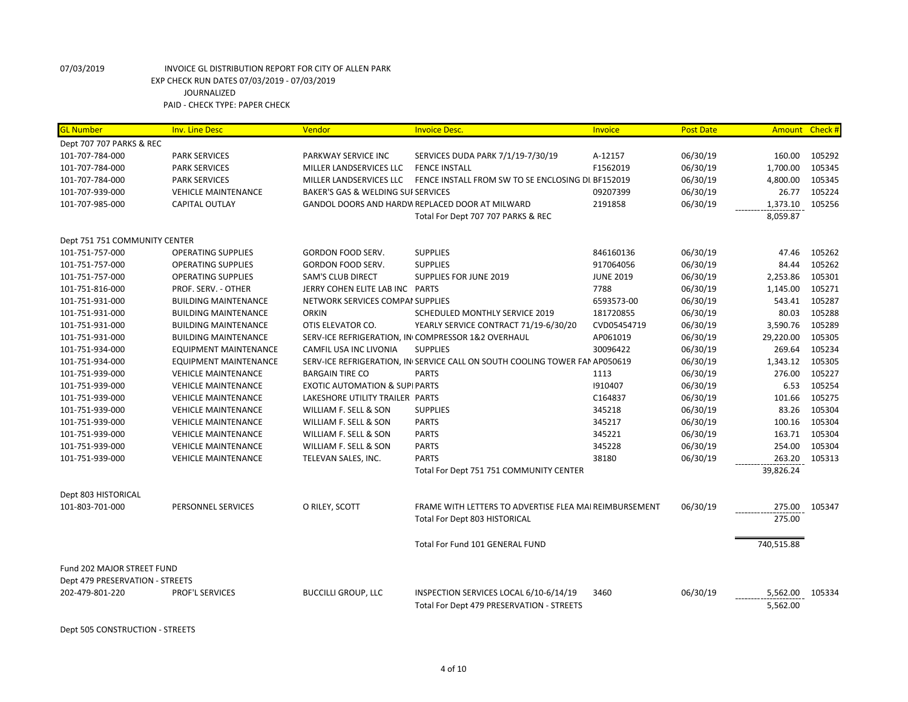07/03/2019 INVOICE GL DISTRIBUTION REPORT FOR CITY OF ALLEN PARK
EXP CHECK RUN DATES 07/03/2019 - 07/03/2019
JOURNALIZED
PAID - CHECK TYPE: PAPER CHECK

| GL Number | Inv. Line Desc | Vendor | Invoice Desc. | Invoice | Post Date | Amount | Check # |
|---|---|---|---|---|---|---|---|
| Dept 707 707 PARKS & REC | | | | | | | |
| 101-707-784-000 | PARK SERVICES | PARKWAY SERVICE INC | SERVICES DUDA PARK 7/1/19-7/30/19 | A-12157 | 06/30/19 | 160.00 | 105292 |
| 101-707-784-000 | PARK SERVICES | MILLER LANDSERVICES LLC | FENCE INSTALL | F1562019 | 06/30/19 | 1,700.00 | 105345 |
| 101-707-784-000 | PARK SERVICES | MILLER LANDSERVICES LLC | FENCE INSTALL FROM SW TO SE ENCLOSING DI | BF152019 | 06/30/19 | 4,800.00 | 105345 |
| 101-707-939-000 | VEHICLE MAINTENANCE | BAKER'S GAS & WELDING SUI | SERVICES | 09207399 | 06/30/19 | 26.77 | 105224 |
| 101-707-985-000 | CAPITAL OUTLAY | GANDOL DOORS AND HARDW | REPLACED DOOR AT MILWARD | 2191858 | 06/30/19 | 1,373.10 | 105256 |
| | | | Total For Dept 707 707 PARKS & REC | | | 8,059.87 | |
| Dept 751 751 COMMUNITY CENTER | | | | | | | |
| 101-751-757-000 | OPERATING SUPPLIES | GORDON FOOD SERV. | SUPPLIES | 846160136 | 06/30/19 | 47.46 | 105262 |
| 101-751-757-000 | OPERATING SUPPLIES | GORDON FOOD SERV. | SUPPLIES | 917064056 | 06/30/19 | 84.44 | 105262 |
| 101-751-757-000 | OPERATING SUPPLIES | SAM'S CLUB DIRECT | SUPPLIES FOR JUNE 2019 | JUNE 2019 | 06/30/19 | 2,253.86 | 105301 |
| 101-751-816-000 | PROF. SERV. - OTHER | JERRY COHEN ELITE LAB INC | PARTS | 7788 | 06/30/19 | 1,145.00 | 105271 |
| 101-751-931-000 | BUILDING MAINTENANCE | NETWORK SERVICES COMPAI | SUPPLIES | 6593573-00 | 06/30/19 | 543.41 | 105287 |
| 101-751-931-000 | BUILDING MAINTENANCE | ORKIN | SCHEDULED MONTHLY SERVICE 2019 | 181720855 | 06/30/19 | 80.03 | 105288 |
| 101-751-931-000 | BUILDING MAINTENANCE | OTIS ELEVATOR CO. | YEARLY SERVICE CONTRACT 71/19-6/30/20 | CVD05454719 | 06/30/19 | 3,590.76 | 105289 |
| 101-751-931-000 | BUILDING MAINTENANCE | SERV-ICE REFRIGERATION, IN | COMPRESSOR 1&2 OVERHAUL | AP061019 | 06/30/19 | 29,220.00 | 105305 |
| 101-751-934-000 | EQUIPMENT MAINTENANCE | CAMFIL USA INC LIVONIA | SUPPLIES | 30096422 | 06/30/19 | 269.64 | 105234 |
| 101-751-934-000 | EQUIPMENT MAINTENANCE | SERV-ICE REFRIGERATION, IN | SERVICE CALL ON SOUTH COOLING TOWER FAN | AP050619 | 06/30/19 | 1,343.12 | 105305 |
| 101-751-939-000 | VEHICLE MAINTENANCE | BARGAIN TIRE CO | PARTS | 1113 | 06/30/19 | 276.00 | 105227 |
| 101-751-939-000 | VEHICLE MAINTENANCE | EXOTIC AUTOMATION & SUPI | PARTS | I910407 | 06/30/19 | 6.53 | 105254 |
| 101-751-939-000 | VEHICLE MAINTENANCE | LAKESHORE UTILITY TRAILER | PARTS | C164837 | 06/30/19 | 101.66 | 105275 |
| 101-751-939-000 | VEHICLE MAINTENANCE | WILLIAM F. SELL & SON | SUPPLIES | 345218 | 06/30/19 | 83.26 | 105304 |
| 101-751-939-000 | VEHICLE MAINTENANCE | WILLIAM F. SELL & SON | PARTS | 345217 | 06/30/19 | 100.16 | 105304 |
| 101-751-939-000 | VEHICLE MAINTENANCE | WILLIAM F. SELL & SON | PARTS | 345221 | 06/30/19 | 163.71 | 105304 |
| 101-751-939-000 | VEHICLE MAINTENANCE | WILLIAM F. SELL & SON | PARTS | 345228 | 06/30/19 | 254.00 | 105304 |
| 101-751-939-000 | VEHICLE MAINTENANCE | TELEVAN SALES, INC. | PARTS | 38180 | 06/30/19 | 263.20 | 105313 |
| | | | Total For Dept 751 751 COMMUNITY CENTER | | | 39,826.24 | |
| Dept 803 HISTORICAL | | | | | | | |
| 101-803-701-000 | PERSONNEL SERVICES | O RILEY, SCOTT | FRAME WITH LETTERS TO ADVERTISE FLEA MAI | REIMBURSEMENT | 06/30/19 | 275.00 | 105347 |
| | | | Total For Dept 803 HISTORICAL | | | 275.00 | |
| | | | Total For Fund 101 GENERAL FUND | | | 740,515.88 | |
| Fund 202 MAJOR STREET FUND | | | | | | | |
| Dept 479 PRESERVATION - STREETS | | | | | | | |
| 202-479-801-220 | PROF'L SERVICES | BUCCILLI GROUP, LLC | INSPECTION SERVICES LOCAL 6/10-6/14/19 | 3460 | 06/30/19 | 5,562.00 | 105334 |
| | | | Total For Dept 479 PRESERVATION - STREETS | | | 5,562.00 | |
| Dept 505 CONSTRUCTION - STREETS | | | | | | | |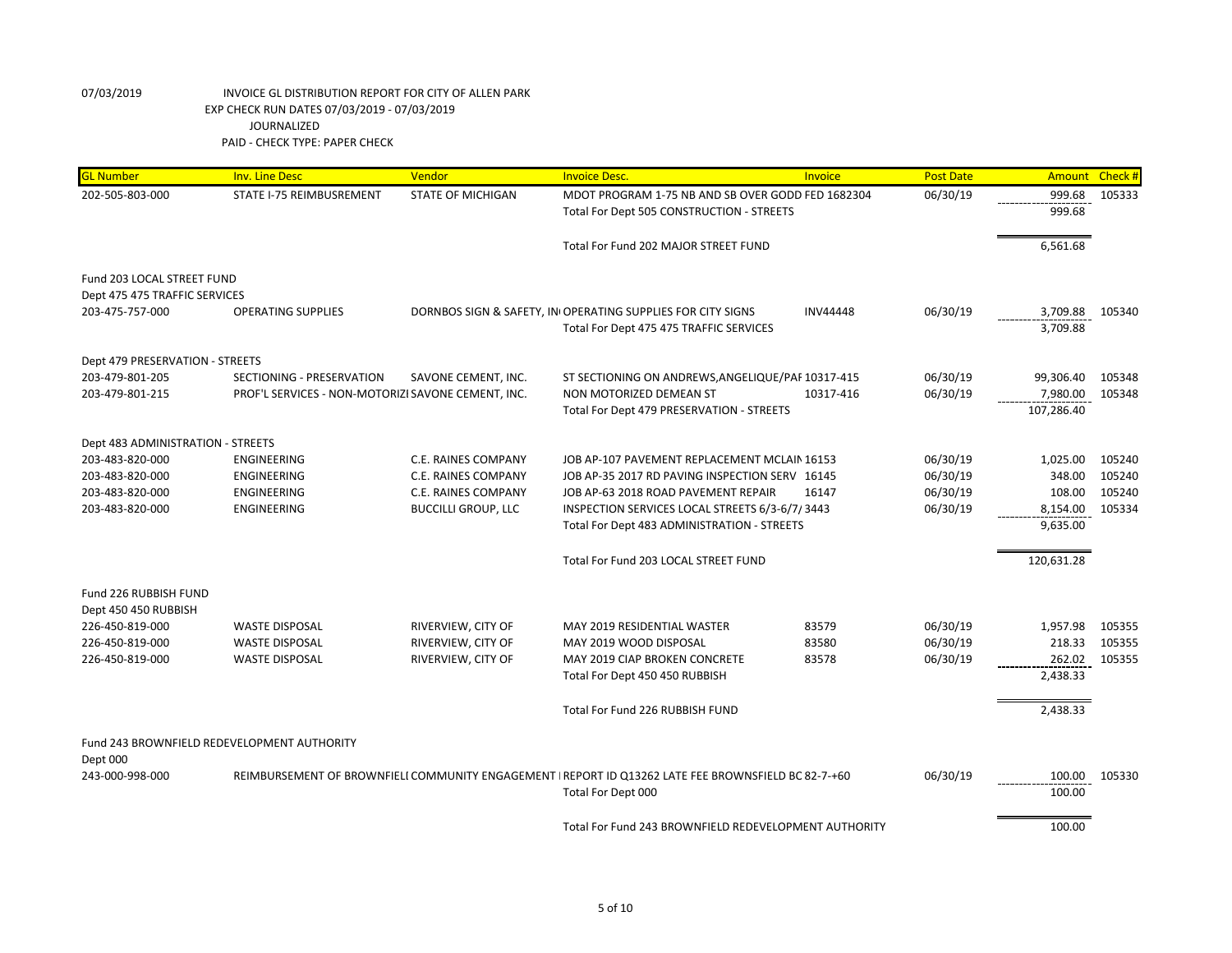07/03/2019 INVOICE GL DISTRIBUTION REPORT FOR CITY OF ALLEN PARK
EXP CHECK RUN DATES 07/03/2019 - 07/03/2019
JOURNALIZED
PAID - CHECK TYPE: PAPER CHECK

| GL Number | Inv. Line Desc | Vendor | Invoice Desc. | Invoice | Post Date | Amount | Check # |
|---|---|---|---|---|---|---|---|
| 202-505-803-000 | STATE I-75 REIMBUSREMENT | STATE OF MICHIGAN | MDOT PROGRAM 1-75 NB AND SB OVER GODD FED 1682304 | | 06/30/19 | 999.68 | 105333 |
| | | | Total For Dept 505 CONSTRUCTION - STREETS | | | 999.68 | |
| | | | Total For Fund 202 MAJOR STREET FUND | | | 6,561.68 | |
| Fund 203 LOCAL STREET FUND | | | | | | | |
| Dept 475 475 TRAFFIC SERVICES | | | | | | | |
| 203-475-757-000 | OPERATING SUPPLIES | DORNBOS SIGN & SAFETY, IN | OPERATING SUPPLIES FOR CITY SIGNS | INV44448 | 06/30/19 | 3,709.88 | 105340 |
| | | | Total For Dept 475 475 TRAFFIC SERVICES | | | 3,709.88 | |
| Dept 479 PRESERVATION - STREETS | | | | | | | |
| 203-479-801-205 | SECTIONING - PRESERVATION | SAVONE CEMENT, INC. | ST SECTIONING ON ANDREWS,ANGELIQUE/PAF | 10317-415 | 06/30/19 | 99,306.40 | 105348 |
| 203-479-801-215 | PROF'L SERVICES - NON-MOTORIZI | SAVONE CEMENT, INC. | NON MOTORIZED DEMEAN ST | 10317-416 | 06/30/19 | 7,980.00 | 105348 |
| | | | Total For Dept 479 PRESERVATION - STREETS | | | 107,286.40 | |
| Dept 483 ADMINISTRATION - STREETS | | | | | | | |
| 203-483-820-000 | ENGINEERING | C.E. RAINES COMPANY | JOB AP-107 PAVEMENT REPLACEMENT MCLAIN | 16153 | 06/30/19 | 1,025.00 | 105240 |
| 203-483-820-000 | ENGINEERING | C.E. RAINES COMPANY | JOB AP-35 2017 RD PAVING INSPECTION SERV | 16145 | 06/30/19 | 348.00 | 105240 |
| 203-483-820-000 | ENGINEERING | C.E. RAINES COMPANY | JOB AP-63 2018 ROAD PAVEMENT REPAIR | 16147 | 06/30/19 | 108.00 | 105240 |
| 203-483-820-000 | ENGINEERING | BUCCILLI GROUP, LLC | INSPECTION SERVICES LOCAL STREETS 6/3-6/7/ | 3443 | 06/30/19 | 8,154.00 | 105334 |
| | | | Total For Dept 483 ADMINISTRATION - STREETS | | | 9,635.00 | |
| | | | Total For Fund 203 LOCAL STREET FUND | | | 120,631.28 | |
| Fund 226 RUBBISH FUND | | | | | | | |
| Dept 450 450 RUBBISH | | | | | | | |
| 226-450-819-000 | WASTE DISPOSAL | RIVERVIEW, CITY OF | MAY 2019 RESIDENTIAL WASTER | 83579 | 06/30/19 | 1,957.98 | 105355 |
| 226-450-819-000 | WASTE DISPOSAL | RIVERVIEW, CITY OF | MAY 2019 WOOD DISPOSAL | 83580 | 06/30/19 | 218.33 | 105355 |
| 226-450-819-000 | WASTE DISPOSAL | RIVERVIEW, CITY OF | MAY 2019 CIAP BROKEN CONCRETE | 83578 | 06/30/19 | 262.02 | 105355 |
| | | | Total For Dept 450 450 RUBBISH | | | 2,438.33 | |
| | | | Total For Fund 226 RUBBISH FUND | | | 2,438.33 | |
| Fund 243 BROWNFIELD REDEVELOPMENT AUTHORITY | | | | | | | |
| Dept 000 | | | | | | | |
| 243-000-998-000 | REIMBURSEMENT OF BROWNFIELI | COMMUNITY ENGAGEMENT I | REPORT ID Q13262 LATE FEE BROWNSFIELD BC | 82-7-+60 | 06/30/19 | 100.00 | 105330 |
| | | | Total For Dept 000 | | | 100.00 | |
| | | | Total For Fund 243 BROWNFIELD REDEVELOPMENT AUTHORITY | | | 100.00 | |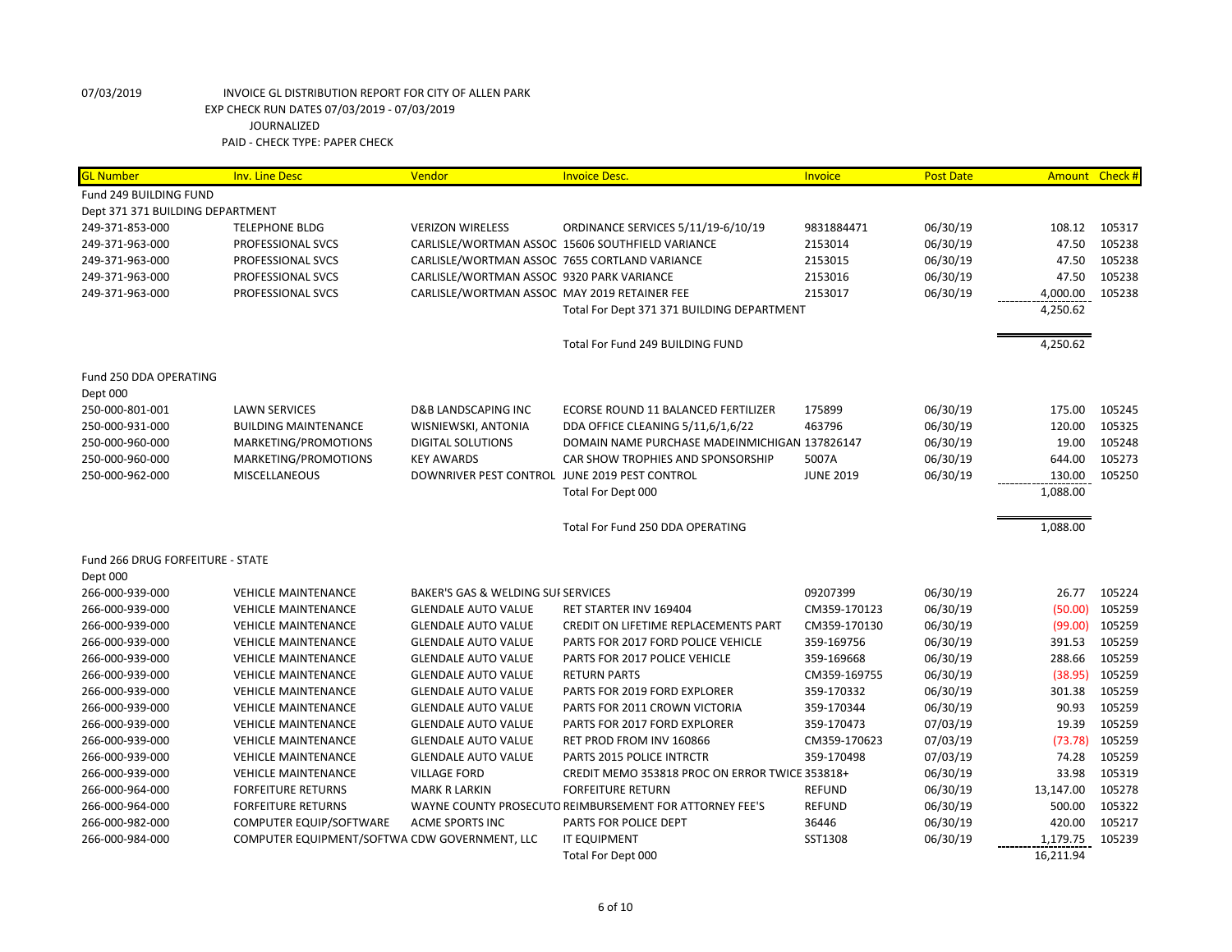07/03/2019 INVOICE GL DISTRIBUTION REPORT FOR CITY OF ALLEN PARK
EXP CHECK RUN DATES 07/03/2019 - 07/03/2019
JOURNALIZED
PAID - CHECK TYPE: PAPER CHECK

| GL Number | Inv. Line Desc | Vendor | Invoice Desc. | Invoice | Post Date | Amount | Check # |
|---|---|---|---|---|---|---|---|
| Fund 249 BUILDING FUND | | | | | | | |
| Dept 371 371 BUILDING DEPARTMENT | | | | | | | |
| 249-371-853-000 | TELEPHONE BLDG | VERIZON WIRELESS | ORDINANCE SERVICES 5/11/19-6/10/19 | 9831884471 | 06/30/19 | 108.12 | 105317 |
| 249-371-963-000 | PROFESSIONAL SVCS | CARLISLE/WORTMAN ASSOC | 15606 SOUTHFIELD VARIANCE | 2153014 | 06/30/19 | 47.50 | 105238 |
| 249-371-963-000 | PROFESSIONAL SVCS | CARLISLE/WORTMAN ASSOC | 7655 CORTLAND VARIANCE | 2153015 | 06/30/19 | 47.50 | 105238 |
| 249-371-963-000 | PROFESSIONAL SVCS | CARLISLE/WORTMAN ASSOC | 9320 PARK VARIANCE | 2153016 | 06/30/19 | 47.50 | 105238 |
| 249-371-963-000 | PROFESSIONAL SVCS | CARLISLE/WORTMAN ASSOC | MAY 2019 RETAINER FEE | 2153017 | 06/30/19 | 4,000.00 | 105238 |
| | | | Total For Dept 371 371 BUILDING DEPARTMENT | | | 4,250.62 | |
| | | | Total For Fund 249 BUILDING FUND | | | 4,250.62 | |
| Fund 250 DDA OPERATING | | | | | | | |
| Dept 000 | | | | | | | |
| 250-000-801-001 | LAWN SERVICES | D&B LANDSCAPING INC | ECORSE ROUND 11 BALANCED FERTILIZER | 175899 | 06/30/19 | 175.00 | 105245 |
| 250-000-931-000 | BUILDING MAINTENANCE | WISNIEWSKI, ANTONIA | DDA OFFICE CLEANING 5/11,6/1,6/22 | 463796 | 06/30/19 | 120.00 | 105325 |
| 250-000-960-000 | MARKETING/PROMOTIONS | DIGITAL SOLUTIONS | DOMAIN NAME PURCHASE MADEINMICHIGAN | 137826147 | 06/30/19 | 19.00 | 105248 |
| 250-000-960-000 | MARKETING/PROMOTIONS | KEY AWARDS | CAR SHOW TROPHIES AND SPONSORSHIP | 5007A | 06/30/19 | 644.00 | 105273 |
| 250-000-962-000 | MISCELLANEOUS | DOWNRIVER PEST CONTROL | JUNE 2019 PEST CONTROL | JUNE 2019 | 06/30/19 | 130.00 | 105250 |
| | | | Total For Dept 000 | | | 1,088.00 | |
| | | | Total For Fund 250 DDA OPERATING | | | 1,088.00 | |
| Fund 266 DRUG FORFEITURE - STATE | | | | | | | |
| Dept 000 | | | | | | | |
| 266-000-939-000 | VEHICLE MAINTENANCE | BAKER'S GAS & WELDING SUI | SERVICES | 09207399 | 06/30/19 | 26.77 | 105224 |
| 266-000-939-000 | VEHICLE MAINTENANCE | GLENDALE AUTO VALUE | RET STARTER INV 169404 | CM359-170123 | 06/30/19 | (50.00) | 105259 |
| 266-000-939-000 | VEHICLE MAINTENANCE | GLENDALE AUTO VALUE | CREDIT ON LIFETIME REPLACEMENTS PART | CM359-170130 | 06/30/19 | (99.00) | 105259 |
| 266-000-939-000 | VEHICLE MAINTENANCE | GLENDALE AUTO VALUE | PARTS FOR 2017 FORD POLICE VEHICLE | 359-169756 | 06/30/19 | 391.53 | 105259 |
| 266-000-939-000 | VEHICLE MAINTENANCE | GLENDALE AUTO VALUE | PARTS FOR 2017 POLICE VEHICLE | 359-169668 | 06/30/19 | 288.66 | 105259 |
| 266-000-939-000 | VEHICLE MAINTENANCE | GLENDALE AUTO VALUE | RETURN PARTS | CM359-169755 | 06/30/19 | (38.95) | 105259 |
| 266-000-939-000 | VEHICLE MAINTENANCE | GLENDALE AUTO VALUE | PARTS FOR 2019 FORD EXPLORER | 359-170332 | 06/30/19 | 301.38 | 105259 |
| 266-000-939-000 | VEHICLE MAINTENANCE | GLENDALE AUTO VALUE | PARTS FOR 2011 CROWN VICTORIA | 359-170344 | 06/30/19 | 90.93 | 105259 |
| 266-000-939-000 | VEHICLE MAINTENANCE | GLENDALE AUTO VALUE | PARTS FOR 2017 FORD EXPLORER | 359-170473 | 07/03/19 | 19.39 | 105259 |
| 266-000-939-000 | VEHICLE MAINTENANCE | GLENDALE AUTO VALUE | RET PROD FROM INV 160866 | CM359-170623 | 07/03/19 | (73.78) | 105259 |
| 266-000-939-000 | VEHICLE MAINTENANCE | GLENDALE AUTO VALUE | PARTS 2015 POLICE INTRCTR | 359-170498 | 07/03/19 | 74.28 | 105259 |
| 266-000-939-000 | VEHICLE MAINTENANCE | VILLAGE FORD | CREDIT MEMO 353818 PROC ON ERROR TWICE | 353818+ | 06/30/19 | 33.98 | 105319 |
| 266-000-964-000 | FORFEITURE RETURNS | MARK R LARKIN | FORFEITURE RETURN | REFUND | 06/30/19 | 13,147.00 | 105278 |
| 266-000-964-000 | FORFEITURE RETURNS | WAYNE COUNTY PROSECUTO | REIMBURSEMENT FOR ATTORNEY FEE'S | REFUND | 06/30/19 | 500.00 | 105322 |
| 266-000-982-000 | COMPUTER EQUIP/SOFTWARE | ACME SPORTS INC | PARTS FOR POLICE DEPT | 36446 | 06/30/19 | 420.00 | 105217 |
| 266-000-984-000 | COMPUTER EQUIPMENT/SOFTWA | CDW GOVERNMENT, LLC | IT EQUIPMENT | SST1308 | 06/30/19 | 1,179.75 | 105239 |
| | | | Total For Dept 000 | | | 16,211.94 | |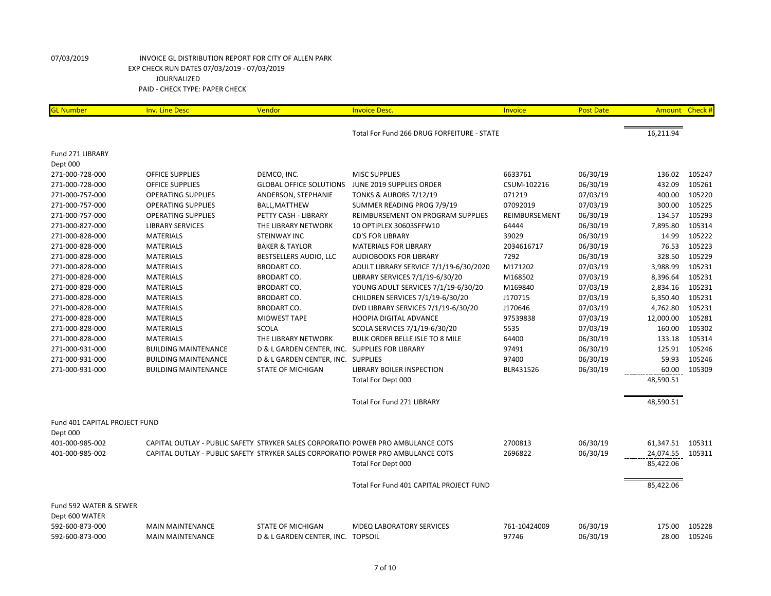07/03/2019 INVOICE GL DISTRIBUTION REPORT FOR CITY OF ALLEN PARK
EXP CHECK RUN DATES 07/03/2019 - 07/03/2019
JOURNALIZED
PAID - CHECK TYPE: PAPER CHECK

| GL Number | Inv. Line Desc | Vendor | Invoice Desc. | Invoice | Post Date | Amount | Check # |
|---|---|---|---|---|---|---|---|
| | | | Total For Fund 266 DRUG FORFEITURE - STATE | | | 16,211.94 | |
| Fund 271 LIBRARY | | | | | | | |
| Dept 000 | | | | | | | |
| 271-000-728-000 | OFFICE SUPPLIES | DEMCO, INC. | MISC SUPPLIES | 6633761 | 06/30/19 | 136.02 | 105247 |
| 271-000-728-000 | OFFICE SUPPLIES | GLOBAL OFFICE SOLUTIONS | JUNE 2019 SUPPLIES ORDER | CSUM-102216 | 06/30/19 | 432.09 | 105261 |
| 271-000-757-000 | OPERATING SUPPLIES | ANDERSON, STEPHANIE | TONKS & AURORS 7/12/19 | 071219 | 07/03/19 | 400.00 | 105220 |
| 271-000-757-000 | OPERATING SUPPLIES | BALL,MATTHEW | SUMMER READING PROG 7/9/19 | 07092019 | 07/03/19 | 300.00 | 105225 |
| 271-000-757-000 | OPERATING SUPPLIES | PETTY CASH - LIBRARY | REIMBURSEMENT ON PROGRAM SUPPLIES | REIMBURSEMENT | 06/30/19 | 134.57 | 105293 |
| 271-000-827-000 | LIBRARY SERVICES | THE LIBRARY NETWORK | 10 OPTIPLEX 30603SFFW10 | 64444 | 06/30/19 | 7,895.80 | 105314 |
| 271-000-828-000 | MATERIALS | STEINWAY INC | CD'S FOR LIBRARY | 39029 | 06/30/19 | 14.99 | 105222 |
| 271-000-828-000 | MATERIALS | BAKER & TAYLOR | MATERIALS FOR LIBRARY | 2034616717 | 06/30/19 | 76.53 | 105223 |
| 271-000-828-000 | MATERIALS | BESTSELLERS AUDIO, LLC | AUDIOBOOKS FOR LIBRARY | 7292 | 06/30/19 | 328.50 | 105229 |
| 271-000-828-000 | MATERIALS | BRODART CO. | ADULT LIBRARY SERVICE 7/1/19-6/30/2020 | M171202 | 07/03/19 | 3,988.99 | 105231 |
| 271-000-828-000 | MATERIALS | BRODART CO. | LIBRARY SERVICES 7/1/19-6/30/20 | M168502 | 07/03/19 | 8,396.64 | 105231 |
| 271-000-828-000 | MATERIALS | BRODART CO. | YOUNG ADULT SERVICES 7/1/19-6/30/20 | M169840 | 07/03/19 | 2,834.16 | 105231 |
| 271-000-828-000 | MATERIALS | BRODART CO. | CHILDREN SERVICES 7/1/19-6/30/20 | J170715 | 07/03/19 | 6,350.40 | 105231 |
| 271-000-828-000 | MATERIALS | BRODART CO. | DVD LIBRARY SERVICES 7/1/19-6/30/20 | J170646 | 07/03/19 | 4,762.80 | 105231 |
| 271-000-828-000 | MATERIALS | MIDWEST TAPE | HOOPIA DIGITAL ADVANCE | 97539838 | 07/03/19 | 12,000.00 | 105281 |
| 271-000-828-000 | MATERIALS | SCOLA | SCOLA SERVICES 7/1/19-6/30/20 | 5535 | 07/03/19 | 160.00 | 105302 |
| 271-000-828-000 | MATERIALS | THE LIBRARY NETWORK | BULK ORDER BELLE ISLE TO 8 MILE | 64400 | 06/30/19 | 133.18 | 105314 |
| 271-000-931-000 | BUILDING MAINTENANCE | D & L GARDEN CENTER, INC. | SUPPLIES FOR LIBRARY | 97491 | 06/30/19 | 125.91 | 105246 |
| 271-000-931-000 | BUILDING MAINTENANCE | D & L GARDEN CENTER, INC. | SUPPLIES | 97400 | 06/30/19 | 59.93 | 105246 |
| 271-000-931-000 | BUILDING MAINTENANCE | STATE OF MICHIGAN | LIBRARY BOILER INSPECTION | BLR431526 | 06/30/19 | 60.00 | 105309 |
| | | | Total For Dept 000 | | | 48,590.51 | |
| | | | Total For Fund 271 LIBRARY | | | 48,590.51 | |
| Fund 401 CAPITAL PROJECT FUND | | | | | | | |
| Dept 000 | | | | | | | |
| 401-000-985-002 | CAPITAL OUTLAY - PUBLIC SAFETY | STRYKER SALES CORPORATIO | POWER PRO AMBULANCE COTS | 2700813 | 06/30/19 | 61,347.51 | 105311 |
| 401-000-985-002 | CAPITAL OUTLAY - PUBLIC SAFETY | STRYKER SALES CORPORATIO | POWER PRO AMBULANCE COTS | 2696822 | 06/30/19 | 24,074.55 | 105311 |
| | | | Total For Dept 000 | | | 85,422.06 | |
| | | | Total For Fund 401 CAPITAL PROJECT FUND | | | 85,422.06 | |
| Fund 592 WATER & SEWER | | | | | | | |
| Dept 600 WATER | | | | | | | |
| 592-600-873-000 | MAIN MAINTENANCE | STATE OF MICHIGAN | MDEQ LABORATORY SERVICES | 761-10424009 | 06/30/19 | 175.00 | 105228 |
| 592-600-873-000 | MAIN MAINTENANCE | D & L GARDEN CENTER, INC. | TOPSOIL | 97746 | 06/30/19 | 28.00 | 105246 |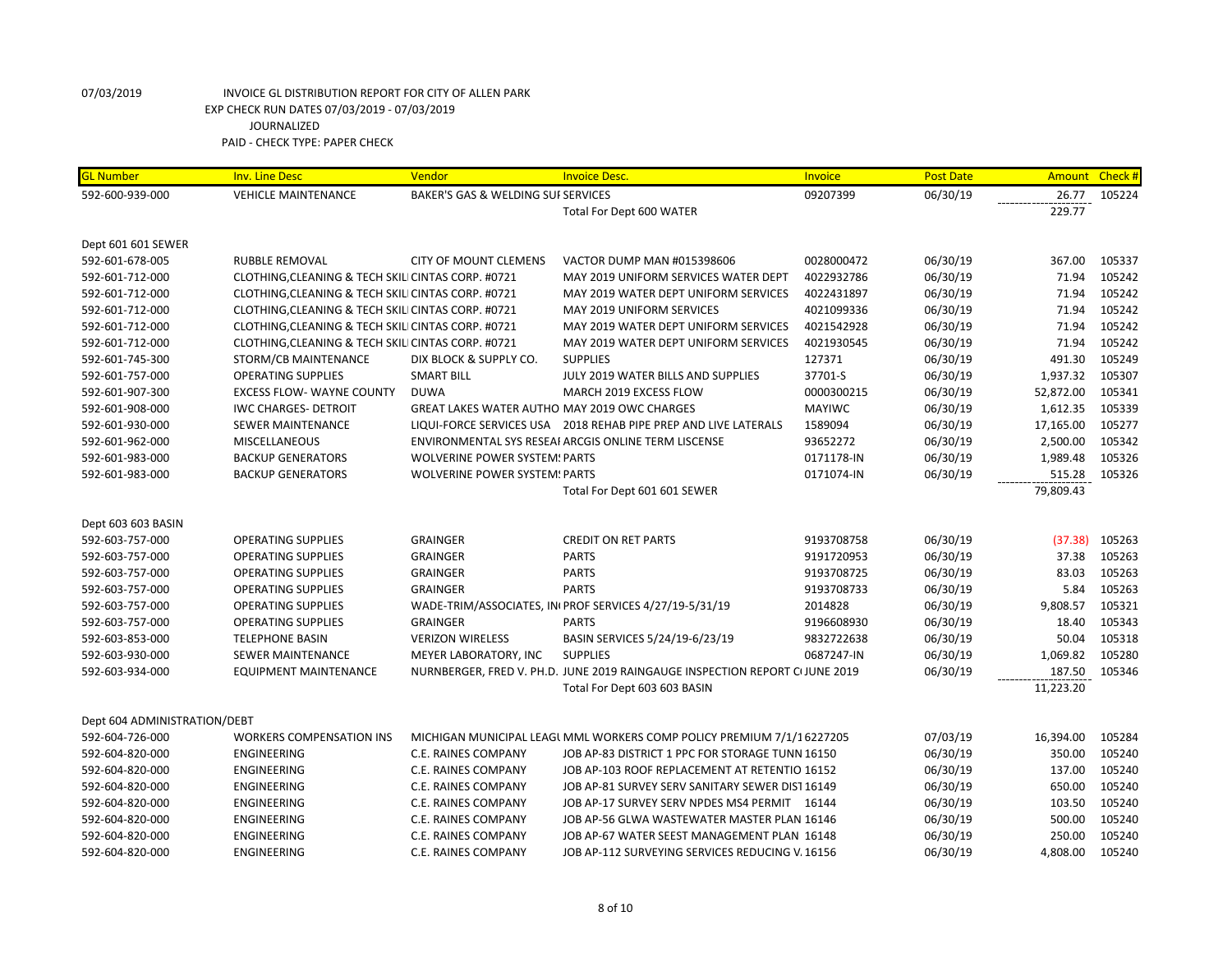07/03/2019 INVOICE GL DISTRIBUTION REPORT FOR CITY OF ALLEN PARK
EXP CHECK RUN DATES 07/03/2019 - 07/03/2019
JOURNALIZED
PAID - CHECK TYPE: PAPER CHECK

| GL Number | Inv. Line Desc | Vendor | Invoice Desc. | Invoice | Post Date | Amount | Check # |
|---|---|---|---|---|---|---|---|
| 592-600-939-000 | VEHICLE MAINTENANCE | BAKER'S GAS & WELDING SUI SERVICES | | 09207399 | 06/30/19 | 26.77 | 105224 |
| | | | Total For Dept 600 WATER | | | 229.77 | |
| Dept 601 601 SEWER | | | | | | | |
| 592-601-678-005 | RUBBLE REMOVAL | CITY OF MOUNT CLEMENS | VACTOR DUMP MAN #015398606 | 0028000472 | 06/30/19 | 367.00 | 105337 |
| 592-601-712-000 | CLOTHING,CLEANING & TECH SKILI CINTAS CORP. #0721 | | MAY 2019 UNIFORM SERVICES WATER DEPT | 4022932786 | 06/30/19 | 71.94 | 105242 |
| 592-601-712-000 | CLOTHING,CLEANING & TECH SKILI CINTAS CORP. #0721 | | MAY 2019 WATER DEPT UNIFORM SERVICES | 4022431897 | 06/30/19 | 71.94 | 105242 |
| 592-601-712-000 | CLOTHING,CLEANING & TECH SKILI CINTAS CORP. #0721 | | MAY 2019 UNIFORM SERVICES | 4021099336 | 06/30/19 | 71.94 | 105242 |
| 592-601-712-000 | CLOTHING,CLEANING & TECH SKILI CINTAS CORP. #0721 | | MAY 2019 WATER DEPT UNIFORM SERVICES | 4021542928 | 06/30/19 | 71.94 | 105242 |
| 592-601-712-000 | CLOTHING,CLEANING & TECH SKILI CINTAS CORP. #0721 | | MAY 2019 WATER DEPT UNIFORM SERVICES | 4021930545 | 06/30/19 | 71.94 | 105242 |
| 592-601-745-300 | STORM/CB MAINTENANCE | DIX BLOCK & SUPPLY CO. | SUPPLIES | 127371 | 06/30/19 | 491.30 | 105249 |
| 592-601-757-000 | OPERATING SUPPLIES | SMART BILL | JULY 2019 WATER BILLS AND SUPPLIES | 37701-S | 06/30/19 | 1,937.32 | 105307 |
| 592-601-907-300 | EXCESS FLOW- WAYNE COUNTY | DUWA | MARCH 2019 EXCESS FLOW | 0000300215 | 06/30/19 | 52,872.00 | 105341 |
| 592-601-908-000 | IWC CHARGES- DETROIT | GREAT LAKES WATER AUTHO MAY 2019 OWC CHARGES | | MAYIWC | 06/30/19 | 1,612.35 | 105339 |
| 592-601-930-000 | SEWER MAINTENANCE | LIQUI-FORCE SERVICES USA | 2018 REHAB PIPE PREP AND LIVE LATERALS | 1589094 | 06/30/19 | 17,165.00 | 105277 |
| 592-601-962-000 | MISCELLANEOUS | ENVIRONMENTAL SYS RESEAI ARCGIS ONLINE TERM LISCENSE | | 93652272 | 06/30/19 | 2,500.00 | 105342 |
| 592-601-983-000 | BACKUP GENERATORS | WOLVERINE POWER SYSTEM! PARTS | | 0171178-IN | 06/30/19 | 1,989.48 | 105326 |
| 592-601-983-000 | BACKUP GENERATORS | WOLVERINE POWER SYSTEM! PARTS | | 0171074-IN | 06/30/19 | 515.28 | 105326 |
| | | | Total For Dept 601 601 SEWER | | | 79,809.43 | |
| Dept 603 603 BASIN | | | | | | | |
| 592-603-757-000 | OPERATING SUPPLIES | GRAINGER | CREDIT ON RET PARTS | 9193708758 | 06/30/19 | (37.38) | 105263 |
| 592-603-757-000 | OPERATING SUPPLIES | GRAINGER | PARTS | 9191720953 | 06/30/19 | 37.38 | 105263 |
| 592-603-757-000 | OPERATING SUPPLIES | GRAINGER | PARTS | 9193708725 | 06/30/19 | 83.03 | 105263 |
| 592-603-757-000 | OPERATING SUPPLIES | GRAINGER | PARTS | 9193708733 | 06/30/19 | 5.84 | 105263 |
| 592-603-757-000 | OPERATING SUPPLIES | WADE-TRIM/ASSOCIATES, IN PROF SERVICES 4/27/19-5/31/19 | | 2014828 | 06/30/19 | 9,808.57 | 105321 |
| 592-603-757-000 | OPERATING SUPPLIES | GRAINGER | PARTS | 9196608930 | 06/30/19 | 18.40 | 105343 |
| 592-603-853-000 | TELEPHONE BASIN | VERIZON WIRELESS | BASIN SERVICES 5/24/19-6/23/19 | 9832722638 | 06/30/19 | 50.04 | 105318 |
| 592-603-930-000 | SEWER MAINTENANCE | MEYER LABORATORY, INC | SUPPLIES | 0687247-IN | 06/30/19 | 1,069.82 | 105280 |
| 592-603-934-000 | EQUIPMENT MAINTENANCE | NURNBERGER, FRED V. PH.D. | JUNE 2019 RAINGAUGE INSPECTION REPORT C | JUNE 2019 | 06/30/19 | 187.50 | 105346 |
| | | | Total For Dept 603 603 BASIN | | | 11,223.20 | |
| Dept 604 ADMINISTRATION/DEBT | | | | | | | |
| 592-604-726-000 | WORKERS COMPENSATION INS | MICHIGAN MUNICIPAL LEAGU MML WORKERS COMP POLICY PREMIUM 7/1/1 | | 6227205 | 07/03/19 | 16,394.00 | 105284 |
| 592-604-820-000 | ENGINEERING | C.E. RAINES COMPANY | JOB AP-83 DISTRICT 1 PPC FOR STORAGE TUNN | 16150 | 06/30/19 | 350.00 | 105240 |
| 592-604-820-000 | ENGINEERING | C.E. RAINES COMPANY | JOB AP-103 ROOF REPLACEMENT AT RETENTIO | 16152 | 06/30/19 | 137.00 | 105240 |
| 592-604-820-000 | ENGINEERING | C.E. RAINES COMPANY | JOB AP-81 SURVEY SERV SANITARY SEWER DIST | 16149 | 06/30/19 | 650.00 | 105240 |
| 592-604-820-000 | ENGINEERING | C.E. RAINES COMPANY | JOB AP-17 SURVEY SERV NPDES MS4 PERMIT | 16144 | 06/30/19 | 103.50 | 105240 |
| 592-604-820-000 | ENGINEERING | C.E. RAINES COMPANY | JOB AP-56 GLWA WASTEWATER MASTER PLAN | 16146 | 06/30/19 | 500.00 | 105240 |
| 592-604-820-000 | ENGINEERING | C.E. RAINES COMPANY | JOB AP-67 WATER SEEST MANAGEMENT PLAN | 16148 | 06/30/19 | 250.00 | 105240 |
| 592-604-820-000 | ENGINEERING | C.E. RAINES COMPANY | JOB AP-112 SURVEYING SERVICES REDUCING V. | 16156 | 06/30/19 | 4,808.00 | 105240 |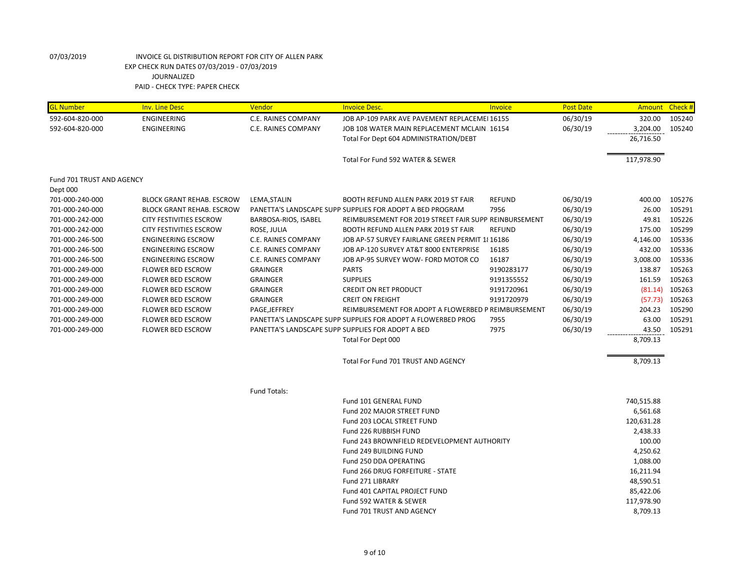07/03/2019 INVOICE GL DISTRIBUTION REPORT FOR CITY OF ALLEN PARK
EXP CHECK RUN DATES 07/03/2019 - 07/03/2019
JOURNALIZED
PAID - CHECK TYPE: PAPER CHECK

| GL Number | Inv. Line Desc | Vendor | Invoice Desc. | Invoice | Post Date | Amount | Check # |
|---|---|---|---|---|---|---|---|
| 592-604-820-000 | ENGINEERING | C.E. RAINES COMPANY | JOB AP-109 PARK AVE PAVEMENT REPLACEMEI | 16155 | 06/30/19 | 320.00 | 105240 |
| 592-604-820-000 | ENGINEERING | C.E. RAINES COMPANY | JOB 108 WATER MAIN REPLACEMENT MCLAIN | 16154 | 06/30/19 | 3,204.00 | 105240 |
| | | | Total For Dept 604 ADMINISTRATION/DEBT | | | 26,716.50 | |
| | | | Total For Fund 592 WATER & SEWER | | | 117,978.90 | |
| Fund 701 TRUST AND AGENCY | | | | | | | |
| Dept 000 | | | | | | | |
| 701-000-240-000 | BLOCK GRANT REHAB. ESCROW | LEMA,STALIN | BOOTH REFUND ALLEN PARK 2019 ST FAIR | REFUND | 06/30/19 | 400.00 | 105276 |
| 701-000-240-000 | BLOCK GRANT REHAB. ESCROW | PANETTA'S LANDSCAPE SUPP | SUPPLIES FOR ADOPT A BED PROGRAM | 7956 | 06/30/19 | 26.00 | 105291 |
| 701-000-242-000 | CITY FESTIVITIES ESCROW | BARBOSA-RIOS, ISABEL | REIMBURSEMENT FOR 2019 STREET FAIR SUPP | REINBURSEMENT | 06/30/19 | 49.81 | 105226 |
| 701-000-242-000 | CITY FESTIVITIES ESCROW | ROSE, JULIA | BOOTH REFUND ALLEN PARK 2019 ST FAIR | REFUND | 06/30/19 | 175.00 | 105299 |
| 701-000-246-500 | ENGINEERING ESCROW | C.E. RAINES COMPANY | JOB AP-57 SURVEY FAIRLANE GREEN PERMIT 1 | 16186 | 06/30/19 | 4,146.00 | 105336 |
| 701-000-246-500 | ENGINEERING ESCROW | C.E. RAINES COMPANY | JOB AP-120 SURVEY AT&T 8000 ENTERPRISE | 16185 | 06/30/19 | 432.00 | 105336 |
| 701-000-246-500 | ENGINEERING ESCROW | C.E. RAINES COMPANY | JOB AP-95 SURVEY WOW- FORD MOTOR CO | 16187 | 06/30/19 | 3,008.00 | 105336 |
| 701-000-249-000 | FLOWER BED ESCROW | GRAINGER | PARTS | 9190283177 | 06/30/19 | 138.87 | 105263 |
| 701-000-249-000 | FLOWER BED ESCROW | GRAINGER | SUPPLIES | 9191355552 | 06/30/19 | 161.59 | 105263 |
| 701-000-249-000 | FLOWER BED ESCROW | GRAINGER | CREDIT ON RET PRODUCT | 9191720961 | 06/30/19 | (81.14) | 105263 |
| 701-000-249-000 | FLOWER BED ESCROW | GRAINGER | CREIT ON FREIGHT | 9191720979 | 06/30/19 | (57.73) | 105263 |
| 701-000-249-000 | FLOWER BED ESCROW | PAGE,JEFFREY | REIMBURSEMENT FOR ADOPT A FLOWERBED P | REIMBURSEMENT | 06/30/19 | 204.23 | 105290 |
| 701-000-249-000 | FLOWER BED ESCROW | PANETTA'S LANDSCAPE SUPP | SUPPLIES FOR ADOPT A FLOWERBED PROG | 7955 | 06/30/19 | 63.00 | 105291 |
| 701-000-249-000 | FLOWER BED ESCROW | PANETTA'S LANDSCAPE SUPP | SUPPLIES FOR ADOPT A BED | 7975 | 06/30/19 | 43.50 | 105291 |
| | | | Total For Dept 000 | | | 8,709.13 | |
| | | | Total For Fund 701 TRUST AND AGENCY | | | 8,709.13 | |

Fund Totals:

| Fund | Amount |
|---|---|
| Fund 101 GENERAL FUND | 740,515.88 |
| Fund 202 MAJOR STREET FUND | 6,561.68 |
| Fund 203 LOCAL STREET FUND | 120,631.28 |
| Fund 226 RUBBISH FUND | 2,438.33 |
| Fund 243 BROWNFIELD REDEVELOPMENT AUTHORITY | 100.00 |
| Fund 249 BUILDING FUND | 4,250.62 |
| Fund 250 DDA OPERATING | 1,088.00 |
| Fund 266 DRUG FORFEITURE - STATE | 16,211.94 |
| Fund 271 LIBRARY | 48,590.51 |
| Fund 401 CAPITAL PROJECT FUND | 85,422.06 |
| Fund 592 WATER & SEWER | 117,978.90 |
| Fund 701 TRUST AND AGENCY | 8,709.13 |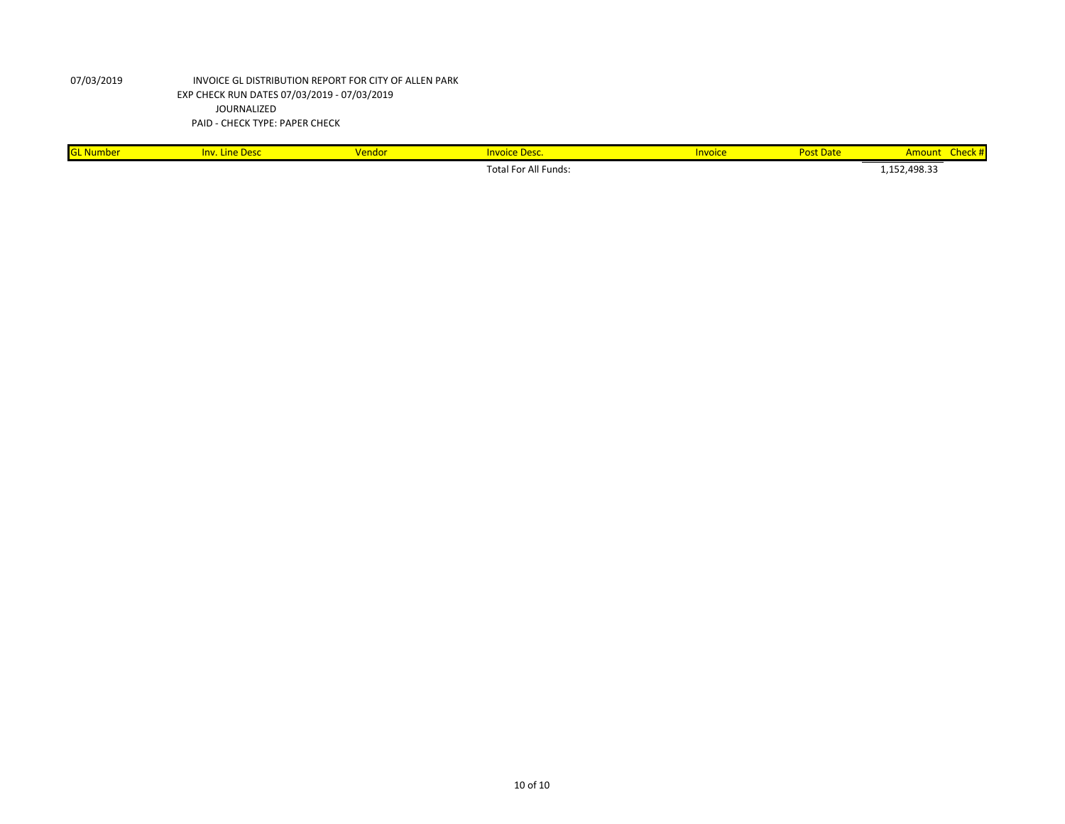07/03/2019 INVOICE GL DISTRIBUTION REPORT FOR CITY OF ALLEN PARK

EXP CHECK RUN DATES 07/03/2019 - 07/03/2019

JOURNALIZED

PAID - CHECK TYPE: PAPER CHECK

| GL Number | Inv. Line Desc | Vendor | Invoice Desc. | Invoice | Post Date | Amount | Check # |
|---|---|---|---|---|---|---|---|
| | | | Total For All Funds: | | | 1,152,498.33 | |